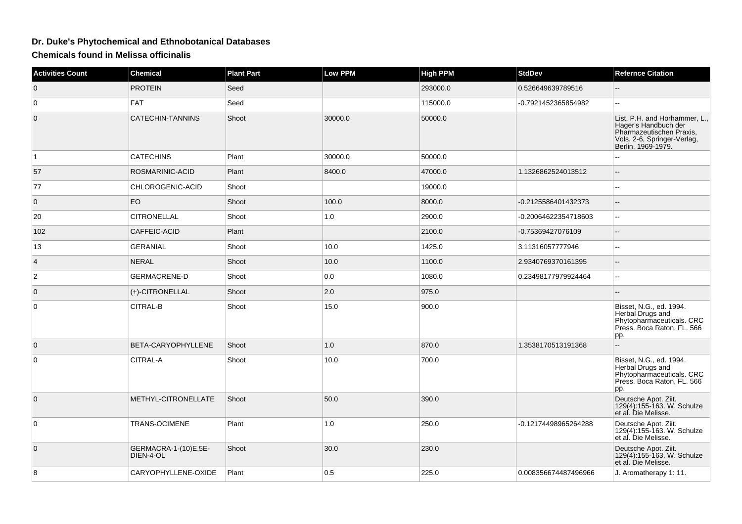# Dr. Duke's Phytochemical and Ethnobotanical Databases

## Chemicals found in Melissa officinalis

| Activities Count | Chemical | Plant Part | Low PPM | High PPM | StdDev | Refernce Citation |
|---|---|---|---|---|---|---|
| 0 | PROTEIN | Seed | | 293000.0 | 0.526649639789516 | -- |
| 0 | FAT | Seed | | 115000.0 | -0.7921452365854982 | -- |
| 0 | CATECHIN-TANNINS | Shoot | 30000.0 | 50000.0 | | List, P.H. and Horhammer, L., Hager's Handbuch der Pharmazeutischen Praxis, Vols. 2-6, Springer-Verlag, Berlin, 1969-1979. |
| 1 | CATECHINS | Plant | 30000.0 | 50000.0 | | -- |
| 57 | ROSMARINIC-ACID | Plant | 8400.0 | 47000.0 | 1.1326862524013512 | -- |
| 77 | CHLOROGENIC-ACID | Shoot | | 19000.0 | | -- |
| 0 | EO | Shoot | 100.0 | 8000.0 | -0.2125586401432373 | -- |
| 20 | CITRONELLAL | Shoot | 1.0 | 2900.0 | -0.20064622354718603 | -- |
| 102 | CAFFEIC-ACID | Plant | | 2100.0 | -0.75369427076109 | -- |
| 13 | GERANIAL | Shoot | 10.0 | 1425.0 | 3.11316057777946 | -- |
| 4 | NERAL | Shoot | 10.0 | 1100.0 | 2.9340769370161395 | -- |
| 2 | GERMACRENE-D | Shoot | 0.0 | 1080.0 | 0.23498177979924464 | -- |
| 0 | (+)-CITRONELLAL | Shoot | 2.0 | 975.0 | | -- |
| 0 | CITRAL-B | Shoot | 15.0 | 900.0 | | Bisset, N.G., ed. 1994. Herbal Drugs and Phytopharmaceuticals. CRC Press. Boca Raton, FL. 566 pp. |
| 0 | BETA-CARYOPHYLLENE | Shoot | 1.0 | 870.0 | 1.3538170513191368 | -- |
| 0 | CITRAL-A | Shoot | 10.0 | 700.0 | | Bisset, N.G., ed. 1994. Herbal Drugs and Phytopharmaceuticals. CRC Press. Boca Raton, FL. 566 pp. |
| 0 | METHYL-CITRONELLATE | Shoot | 50.0 | 390.0 | | Deutsche Apot. Ziit. 129(4):155-163. W. Schulze et al. Die Melisse. |
| 0 | TRANS-OCIMENE | Plant | 1.0 | 250.0 | -0.12174498965264288 | Deutsche Apot. Ziit. 129(4):155-163. W. Schulze et al. Die Melisse. |
| 0 | GERMACRA-1-(10)E,5E-DIEN-4-OL | Shoot | 30.0 | 230.0 | | Deutsche Apot. Ziit. 129(4):155-163. W. Schulze et al. Die Melisse. |
| 8 | CARYOPHYLLENE-OXIDE | Plant | 0.5 | 225.0 | 0.008356674487496966 | J. Aromatherapy 1: 11. |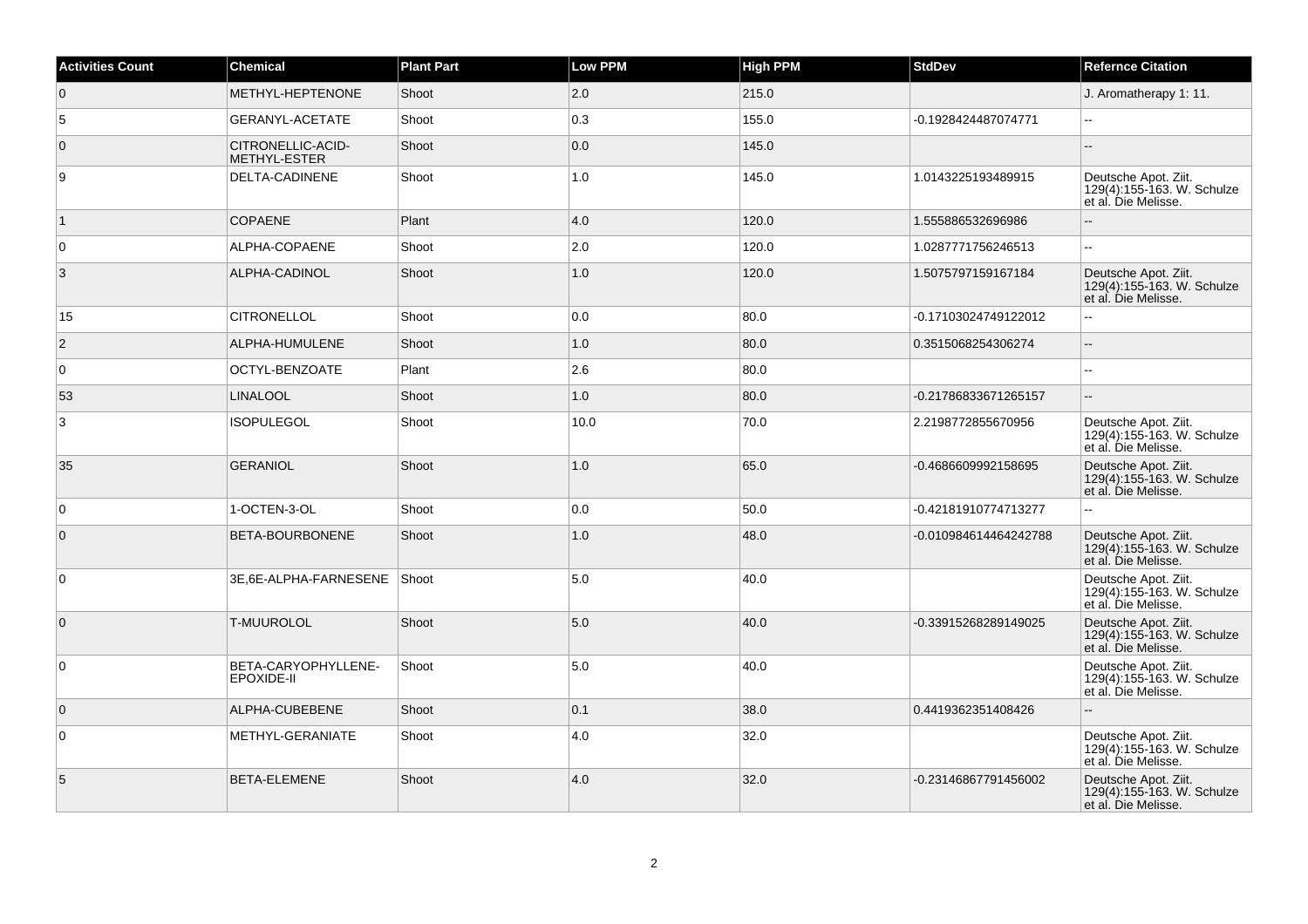| Activities Count | Chemical | Plant Part | Low PPM | High PPM | StdDev | Refernce Citation |
|---|---|---|---|---|---|---|
| 0 | METHYL-HEPTENONE | Shoot | 2.0 | 215.0 | | J. Aromatherapy 1: 11. |
| 5 | GERANYL-ACETATE | Shoot | 0.3 | 155.0 | -0.1928424487074771 | -- |
| 0 | CITRONELLIC-ACID-METHYL-ESTER | Shoot | 0.0 | 145.0 | | -- |
| 9 | DELTA-CADINENE | Shoot | 1.0 | 145.0 | 1.0143225193489915 | Deutsche Apot. Ziit. 129(4):155-163. W. Schulze et al. Die Melisse. |
| 1 | COPAENE | Plant | 4.0 | 120.0 | 1.555886532696986 | -- |
| 0 | ALPHA-COPAENE | Shoot | 2.0 | 120.0 | 1.0287771756246513 | -- |
| 3 | ALPHA-CADINOL | Shoot | 1.0 | 120.0 | 1.5075797159167184 | Deutsche Apot. Ziit. 129(4):155-163. W. Schulze et al. Die Melisse. |
| 15 | CITRONELLOL | Shoot | 0.0 | 80.0 | -0.17103024749122012 | -- |
| 2 | ALPHA-HUMULENE | Shoot | 1.0 | 80.0 | 0.3515068254306274 | -- |
| 0 | OCTYL-BENZOATE | Plant | 2.6 | 80.0 | | -- |
| 53 | LINALOOL | Shoot | 1.0 | 80.0 | -0.21786833671265157 | -- |
| 3 | ISOPULEGOL | Shoot | 10.0 | 70.0 | 2.2198772855670956 | Deutsche Apot. Ziit. 129(4):155-163. W. Schulze et al. Die Melisse. |
| 35 | GERANIOL | Shoot | 1.0 | 65.0 | -0.4686609992158695 | Deutsche Apot. Ziit. 129(4):155-163. W. Schulze et al. Die Melisse. |
| 0 | 1-OCTEN-3-OL | Shoot | 0.0 | 50.0 | -0.42181910774713277 | -- |
| 0 | BETA-BOURBONENE | Shoot | 1.0 | 48.0 | -0.010984614464242788 | Deutsche Apot. Ziit. 129(4):155-163. W. Schulze et al. Die Melisse. |
| 0 | 3E,6E-ALPHA-FARNESENE | Shoot | 5.0 | 40.0 | | Deutsche Apot. Ziit. 129(4):155-163. W. Schulze et al. Die Melisse. |
| 0 | T-MUUROLOL | Shoot | 5.0 | 40.0 | -0.33915268289149025 | Deutsche Apot. Ziit. 129(4):155-163. W. Schulze et al. Die Melisse. |
| 0 | BETA-CARYOPHYLLENE-EPOXIDE-II | Shoot | 5.0 | 40.0 | | Deutsche Apot. Ziit. 129(4):155-163. W. Schulze et al. Die Melisse. |
| 0 | ALPHA-CUBEBENE | Shoot | 0.1 | 38.0 | 0.4419362351408426 | -- |
| 0 | METHYL-GERANIATE | Shoot | 4.0 | 32.0 | | Deutsche Apot. Ziit. 129(4):155-163. W. Schulze et al. Die Melisse. |
| 5 | BETA-ELEMENE | Shoot | 4.0 | 32.0 | -0.23146867791456002 | Deutsche Apot. Ziit. 129(4):155-163. W. Schulze et al. Die Melisse. |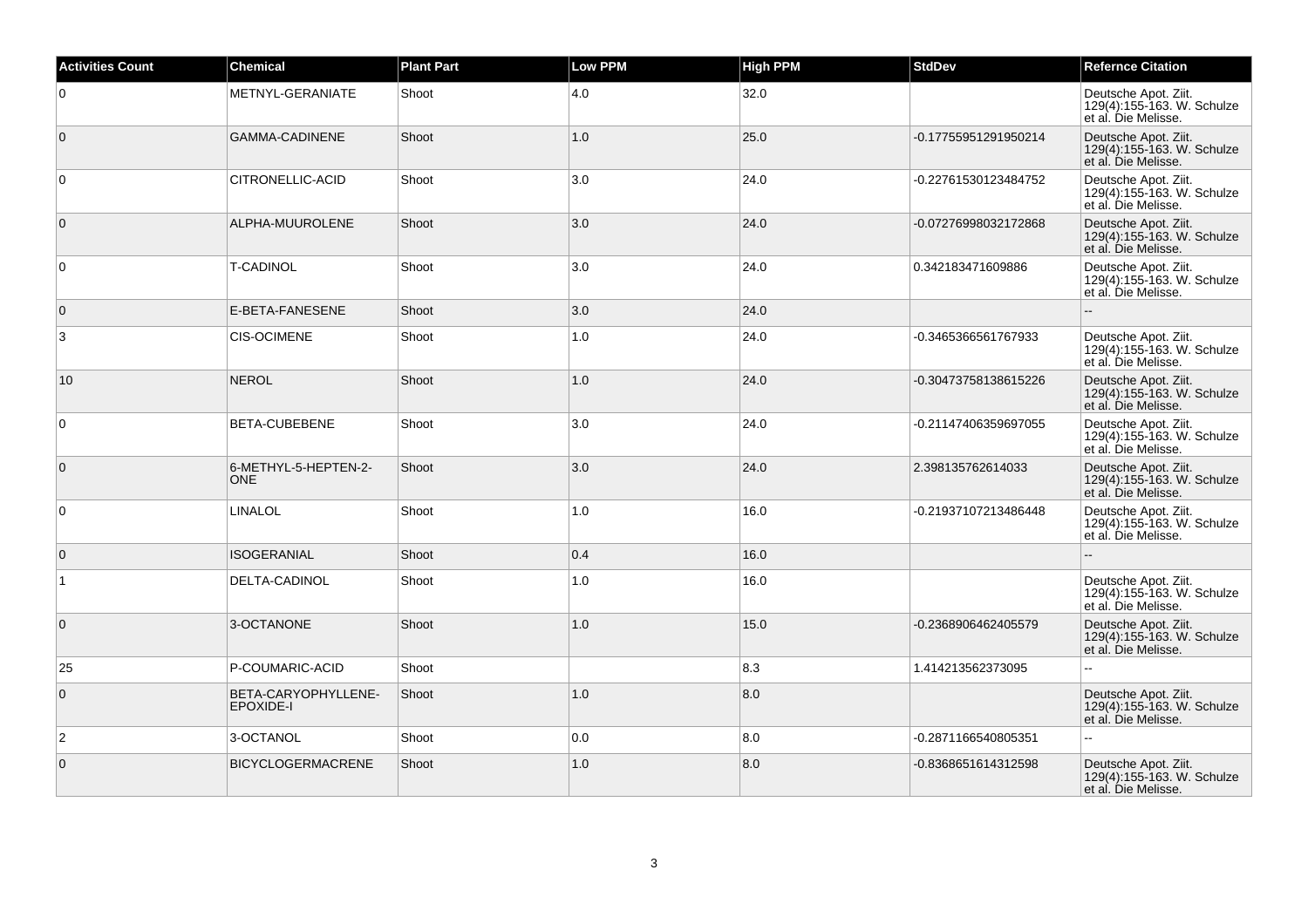| Activities Count | Chemical | Plant Part | Low PPM | High PPM | StdDev | Refernce Citation |
|---|---|---|---|---|---|---|
| 0 | METNYL-GERANIATE | Shoot | 4.0 | 32.0 | | Deutsche Apot. Ziit. 129(4):155-163. W. Schulze et al. Die Melisse. |
| 0 | GAMMA-CADINENE | Shoot | 1.0 | 25.0 | -0.17755951291950214 | Deutsche Apot. Ziit. 129(4):155-163. W. Schulze et al. Die Melisse. |
| 0 | CITRONELLIC-ACID | Shoot | 3.0 | 24.0 | -0.22761530123484752 | Deutsche Apot. Ziit. 129(4):155-163. W. Schulze et al. Die Melisse. |
| 0 | ALPHA-MUUROLENE | Shoot | 3.0 | 24.0 | -0.07276998032172868 | Deutsche Apot. Ziit. 129(4):155-163. W. Schulze et al. Die Melisse. |
| 0 | T-CADINOL | Shoot | 3.0 | 24.0 | 0.342183471609886 | Deutsche Apot. Ziit. 129(4):155-163. W. Schulze et al. Die Melisse. |
| 0 | E-BETA-FANESENE | Shoot | 3.0 | 24.0 | | -- |
| 3 | CIS-OCIMENE | Shoot | 1.0 | 24.0 | -0.3465366561767933 | Deutsche Apot. Ziit. 129(4):155-163. W. Schulze et al. Die Melisse. |
| 10 | NEROL | Shoot | 1.0 | 24.0 | -0.30473758138615226 | Deutsche Apot. Ziit. 129(4):155-163. W. Schulze et al. Die Melisse. |
| 0 | BETA-CUBEBENE | Shoot | 3.0 | 24.0 | -0.21147406359697055 | Deutsche Apot. Ziit. 129(4):155-163. W. Schulze et al. Die Melisse. |
| 0 | 6-METHYL-5-HEPTEN-2-ONE | Shoot | 3.0 | 24.0 | 2.398135762614033 | Deutsche Apot. Ziit. 129(4):155-163. W. Schulze et al. Die Melisse. |
| 0 | LINALOL | Shoot | 1.0 | 16.0 | -0.21937107213486448 | Deutsche Apot. Ziit. 129(4):155-163. W. Schulze et al. Die Melisse. |
| 0 | ISOGERANIAL | Shoot | 0.4 | 16.0 | | -- |
| 1 | DELTA-CADINOL | Shoot | 1.0 | 16.0 | | Deutsche Apot. Ziit. 129(4):155-163. W. Schulze et al. Die Melisse. |
| 0 | 3-OCTANONE | Shoot | 1.0 | 15.0 | -0.2368906462405579 | Deutsche Apot. Ziit. 129(4):155-163. W. Schulze et al. Die Melisse. |
| 25 | P-COUMARIC-ACID | Shoot | | 8.3 | 1.414213562373095 | -- |
| 0 | BETA-CARYOPHYLLENE-EPOXIDE-I | Shoot | 1.0 | 8.0 | | Deutsche Apot. Ziit. 129(4):155-163. W. Schulze et al. Die Melisse. |
| 2 | 3-OCTANOL | Shoot | 0.0 | 8.0 | -0.2871166540805351 | -- |
| 0 | BICYCLOGERMACRENE | Shoot | 1.0 | 8.0 | -0.8368651614312598 | Deutsche Apot. Ziit. 129(4):155-163. W. Schulze et al. Die Melisse. |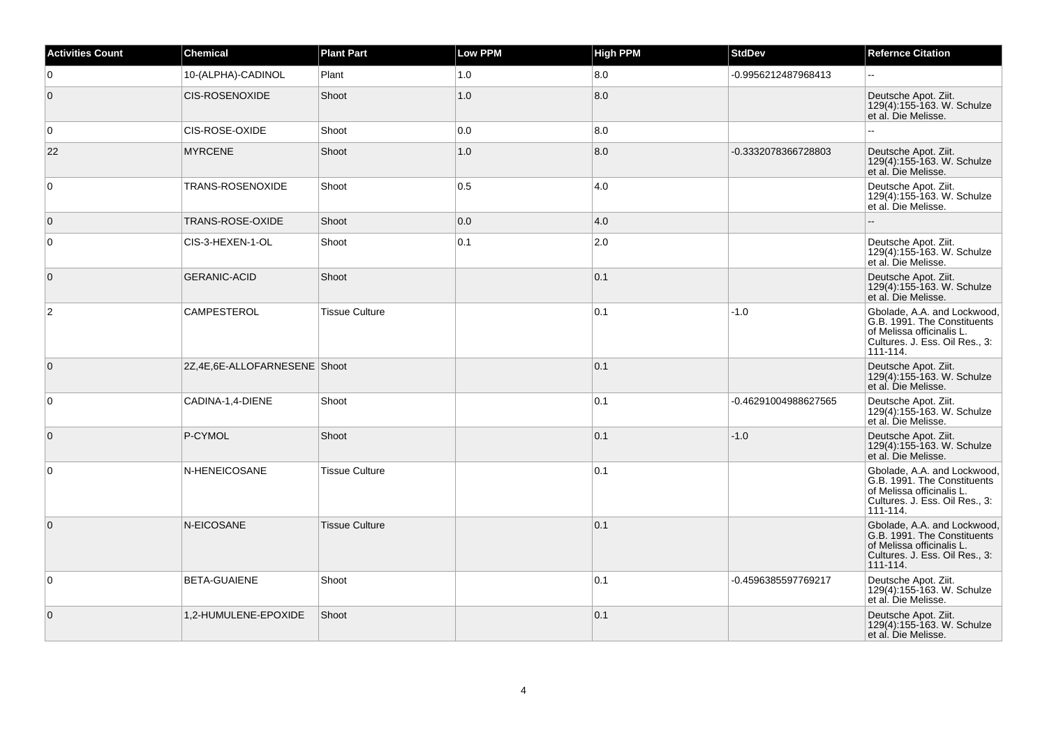| Activities Count | Chemical | Plant Part | Low PPM | High PPM | StdDev | Refernce Citation |
|---|---|---|---|---|---|---|
| 0 | 10-(ALPHA)-CADINOL | Plant | 1.0 | 8.0 | -0.9956212487968413 | -- |
| 0 | CIS-ROSENOXIDE | Shoot | 1.0 | 8.0 | | Deutsche Apot. Ziit. 129(4):155-163. W. Schulze et al. Die Melisse. |
| 0 | CIS-ROSE-OXIDE | Shoot | 0.0 | 8.0 | | -- |
| 22 | MYRCENE | Shoot | 1.0 | 8.0 | -0.3332078366728803 | Deutsche Apot. Ziit. 129(4):155-163. W. Schulze et al. Die Melisse. |
| 0 | TRANS-ROSENOXIDE | Shoot | 0.5 | 4.0 | | Deutsche Apot. Ziit. 129(4):155-163. W. Schulze et al. Die Melisse. |
| 0 | TRANS-ROSE-OXIDE | Shoot | 0.0 | 4.0 | | -- |
| 0 | CIS-3-HEXEN-1-OL | Shoot | 0.1 | 2.0 | | Deutsche Apot. Ziit. 129(4):155-163. W. Schulze et al. Die Melisse. |
| 0 | GERANIC-ACID | Shoot | | 0.1 | | Deutsche Apot. Ziit. 129(4):155-163. W. Schulze et al. Die Melisse. |
| 2 | CAMPESTEROL | Tissue Culture | | 0.1 | -1.0 | Gbolade, A.A. and Lockwood, G.B. 1991. The Constituents of Melissa officinalis L. Cultures. J. Ess. Oil Res., 3: 111-114. |
| 0 | 2Z,4E,6E-ALLOFARNESENE | Shoot | | 0.1 | | Deutsche Apot. Ziit. 129(4):155-163. W. Schulze et al. Die Melisse. |
| 0 | CADINA-1,4-DIENE | Shoot | | 0.1 | -0.46291004988627565 | Deutsche Apot. Ziit. 129(4):155-163. W. Schulze et al. Die Melisse. |
| 0 | P-CYMOL | Shoot | | 0.1 | -1.0 | Deutsche Apot. Ziit. 129(4):155-163. W. Schulze et al. Die Melisse. |
| 0 | N-HENEICOSANE | Tissue Culture | | 0.1 | | Gbolade, A.A. and Lockwood, G.B. 1991. The Constituents of Melissa officinalis L. Cultures. J. Ess. Oil Res., 3: 111-114. |
| 0 | N-EICOSANE | Tissue Culture | | 0.1 | | Gbolade, A.A. and Lockwood, G.B. 1991. The Constituents of Melissa officinalis L. Cultures. J. Ess. Oil Res., 3: 111-114. |
| 0 | BETA-GUAIENE | Shoot | | 0.1 | -0.4596385597769217 | Deutsche Apot. Ziit. 129(4):155-163. W. Schulze et al. Die Melisse. |
| 0 | 1,2-HUMULENE-EPOXIDE | Shoot | | 0.1 | | Deutsche Apot. Ziit. 129(4):155-163. W. Schulze et al. Die Melisse. |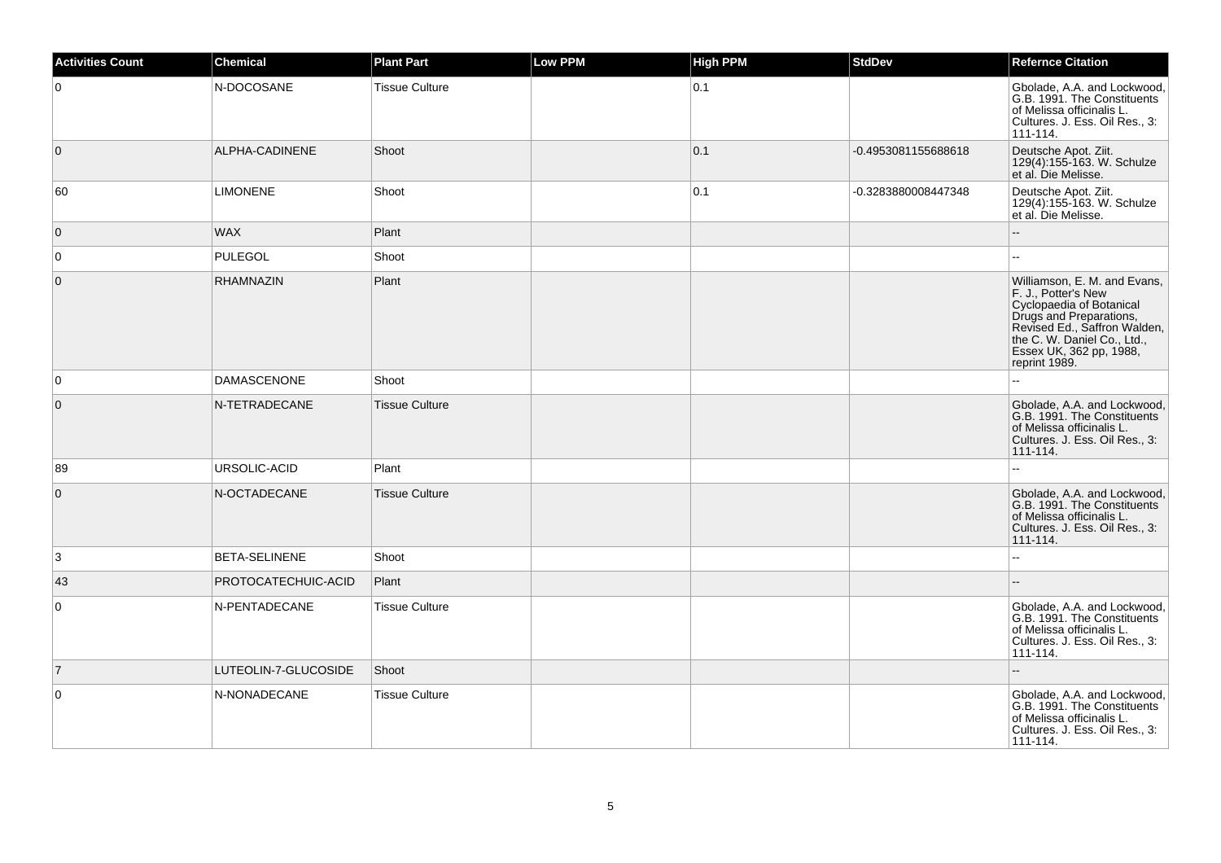| Activities Count | Chemical | Plant Part | Low PPM | High PPM | StdDev | Refernce Citation |
| --- | --- | --- | --- | --- | --- | --- |
| 0 | N-DOCOSANE | Tissue Culture | | 0.1 | | Gbolade, A.A. and Lockwood, G.B. 1991. The Constituents of Melissa officinalis L. Cultures. J. Ess. Oil Res., 3: 111-114. |
| 0 | ALPHA-CADINENE | Shoot | | 0.1 | -0.4953081155688618 | Deutsche Apot. Ziit. 129(4):155-163. W. Schulze et al. Die Melisse. |
| 60 | LIMONENE | Shoot | | 0.1 | -0.3283880008447348 | Deutsche Apot. Ziit. 129(4):155-163. W. Schulze et al. Die Melisse. |
| 0 | WAX | Plant | | | | -- |
| 0 | PULEGOL | Shoot | | | | -- |
| 0 | RHAMNAZIN | Plant | | | | Williamson, E. M. and Evans, F. J., Potter's New Cyclopaedia of Botanical Drugs and Preparations, Revised Ed., Saffron Walden, the C. W. Daniel Co., Ltd., Essex UK, 362 pp, 1988, reprint 1989. |
| 0 | DAMASCENONE | Shoot | | | | -- |
| 0 | N-TETRADECANE | Tissue Culture | | | | Gbolade, A.A. and Lockwood, G.B. 1991. The Constituents of Melissa officinalis L. Cultures. J. Ess. Oil Res., 3: 111-114. |
| 89 | URSOLIC-ACID | Plant | | | | -- |
| 0 | N-OCTADECANE | Tissue Culture | | | | Gbolade, A.A. and Lockwood, G.B. 1991. The Constituents of Melissa officinalis L. Cultures. J. Ess. Oil Res., 3: 111-114. |
| 3 | BETA-SELINENE | Shoot | | | | -- |
| 43 | PROTOCATECHUIC-ACID | Plant | | | | -- |
| 0 | N-PENTADECANE | Tissue Culture | | | | Gbolade, A.A. and Lockwood, G.B. 1991. The Constituents of Melissa officinalis L. Cultures. J. Ess. Oil Res., 3: 111-114. |
| 7 | LUTEOLIN-7-GLUCOSIDE | Shoot | | | | -- |
| 0 | N-NONADECANE | Tissue Culture | | | | Gbolade, A.A. and Lockwood, G.B. 1991. The Constituents of Melissa officinalis L. Cultures. J. Ess. Oil Res., 3: 111-114. |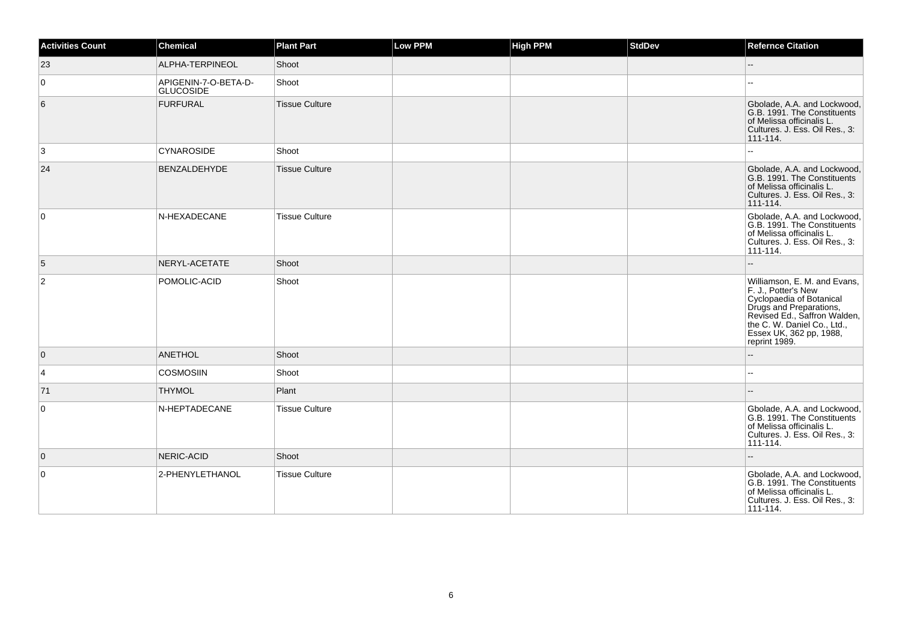| Activities Count | Chemical | Plant Part | Low PPM | High PPM | StdDev | Refernce Citation |
|---|---|---|---|---|---|---|
| 23 | ALPHA-TERPINEOL | Shoot | | | | -- |
| 0 | APIGENIN-7-O-BETA-D-GLUCOSIDE | Shoot | | | | -- |
| 6 | FURFURAL | Tissue Culture | | | | Gbolade, A.A. and Lockwood, G.B. 1991. The Constituents of Melissa officinalis L. Cultures. J. Ess. Oil Res., 3: 111-114. |
| 3 | CYNAROSIDE | Shoot | | | | -- |
| 24 | BENZALDEHYDE | Tissue Culture | | | | Gbolade, A.A. and Lockwood, G.B. 1991. The Constituents of Melissa officinalis L. Cultures. J. Ess. Oil Res., 3: 111-114. |
| 0 | N-HEXADECANE | Tissue Culture | | | | Gbolade, A.A. and Lockwood, G.B. 1991. The Constituents of Melissa officinalis L. Cultures. J. Ess. Oil Res., 3: 111-114. |
| 5 | NERYL-ACETATE | Shoot | | | | -- |
| 2 | POMOLIC-ACID | Shoot | | | | Williamson, E. M. and Evans, F. J., Potter's New Cyclopaedia of Botanical Drugs and Preparations, Revised Ed., Saffron Walden, the C. W. Daniel Co., Ltd., Essex UK, 362 pp, 1988, reprint 1989. |
| 0 | ANETHOL | Shoot | | | | -- |
| 4 | COSMOSIIN | Shoot | | | | -- |
| 71 | THYMOL | Plant | | | | -- |
| 0 | N-HEPTADECANE | Tissue Culture | | | | Gbolade, A.A. and Lockwood, G.B. 1991. The Constituents of Melissa officinalis L. Cultures. J. Ess. Oil Res., 3: 111-114. |
| 0 | NERIC-ACID | Shoot | | | | -- |
| 0 | 2-PHENYLETHANOL | Tissue Culture | | | | Gbolade, A.A. and Lockwood, G.B. 1991. The Constituents of Melissa officinalis L. Cultures. J. Ess. Oil Res., 3: 111-114. |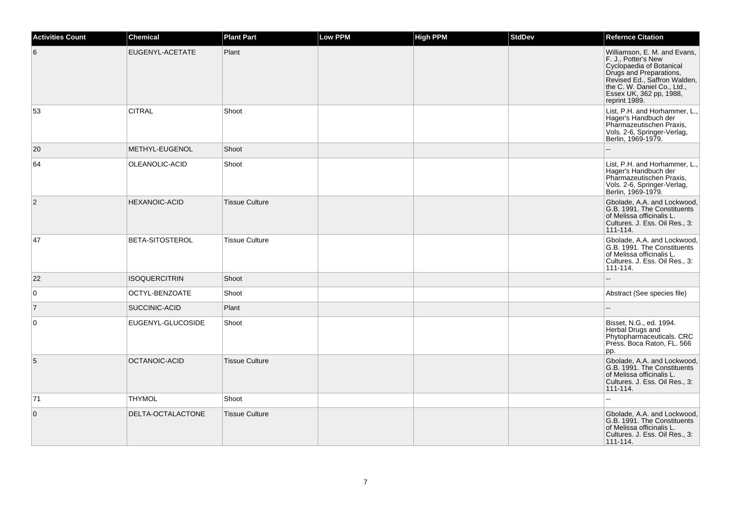| Activities Count | Chemical | Plant Part | Low PPM | High PPM | StdDev | Refernce Citation |
|---|---|---|---|---|---|---|
| 6 | EUGENYL-ACETATE | Plant | | | | Williamson, E. M. and Evans, F. J., Potter's New Cyclopaedia of Botanical Drugs and Preparations, Revised Ed., Saffron Walden, the C. W. Daniel Co., Ltd., Essex UK, 362 pp, 1988, reprint 1989. |
| 53 | CITRAL | Shoot | | | | List, P.H. and Horhammer, L., Hager's Handbuch der Pharmazeutischen Praxis, Vols. 2-6, Springer-Verlag, Berlin, 1969-1979. |
| 20 | METHYL-EUGENOL | Shoot | | | | -- |
| 64 | OLEANOLIC-ACID | Shoot | | | | List, P.H. and Horhammer, L., Hager's Handbuch der Pharmazeutischen Praxis, Vols. 2-6, Springer-Verlag, Berlin, 1969-1979. |
| 2 | HEXANOIC-ACID | Tissue Culture | | | | Gbolade, A.A. and Lockwood, G.B. 1991. The Constituents of Melissa officinalis L. Cultures. J. Ess. Oil Res., 3: 111-114. |
| 47 | BETA-SITOSTEROL | Tissue Culture | | | | Gbolade, A.A. and Lockwood, G.B. 1991. The Constituents of Melissa officinalis L. Cultures. J. Ess. Oil Res., 3: 111-114. |
| 22 | ISOQUERCITRIN | Shoot | | | | -- |
| 0 | OCTYL-BENZOATE | Shoot | | | | Abstract (See species file) |
| 7 | SUCCINIC-ACID | Plant | | | | -- |
| 0 | EUGENYL-GLUCOSIDE | Shoot | | | | Bisset, N.G., ed. 1994. Herbal Drugs and Phytopharmaceuticals. CRC Press. Boca Raton, FL. 566 pp. |
| 5 | OCTANOIC-ACID | Tissue Culture | | | | Gbolade, A.A. and Lockwood, G.B. 1991. The Constituents of Melissa officinalis L. Cultures. J. Ess. Oil Res., 3: 111-114. |
| 71 | THYMOL | Shoot | | | | -- |
| 0 | DELTA-OCTALACTONE | Tissue Culture | | | | Gbolade, A.A. and Lockwood, G.B. 1991. The Constituents of Melissa officinalis L. Cultures. J. Ess. Oil Res., 3: 111-114. |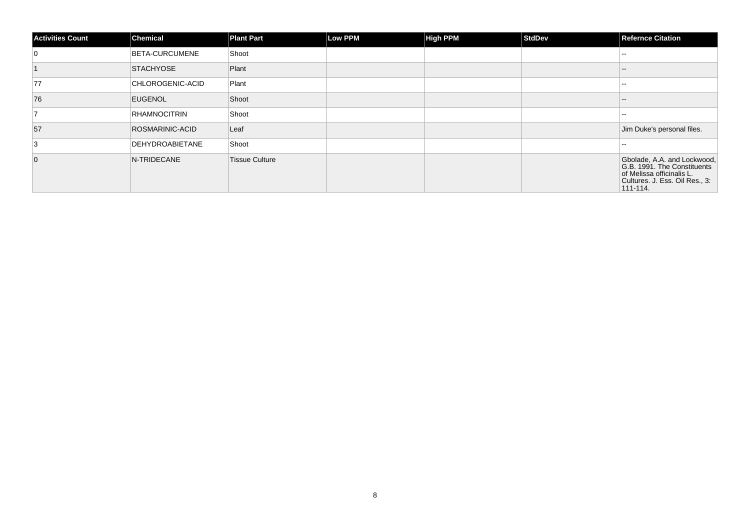| Activities Count | Chemical | Plant Part | Low PPM | High PPM | StdDev | Refernce Citation |
|---|---|---|---|---|---|---|
| 0 | BETA-CURCUMENE | Shoot | | | | -- |
| 1 | STACHYOSE | Plant | | | | -- |
| 77 | CHLOROGENIC-ACID | Plant | | | | -- |
| 76 | EUGENOL | Shoot | | | | -- |
| 7 | RHAMNOCITRIN | Shoot | | | | -- |
| 57 | ROSMARINIC-ACID | Leaf | | | | Jim Duke's personal files. |
| 3 | DEHYDROABIETANE | Shoot | | | | -- |
| 0 | N-TRIDECANE | Tissue Culture | | | | Gbolade, A.A. and Lockwood, G.B. 1991. The Constituents of Melissa officinalis L. Cultures. J. Ess. Oil Res., 3: 111-114. |